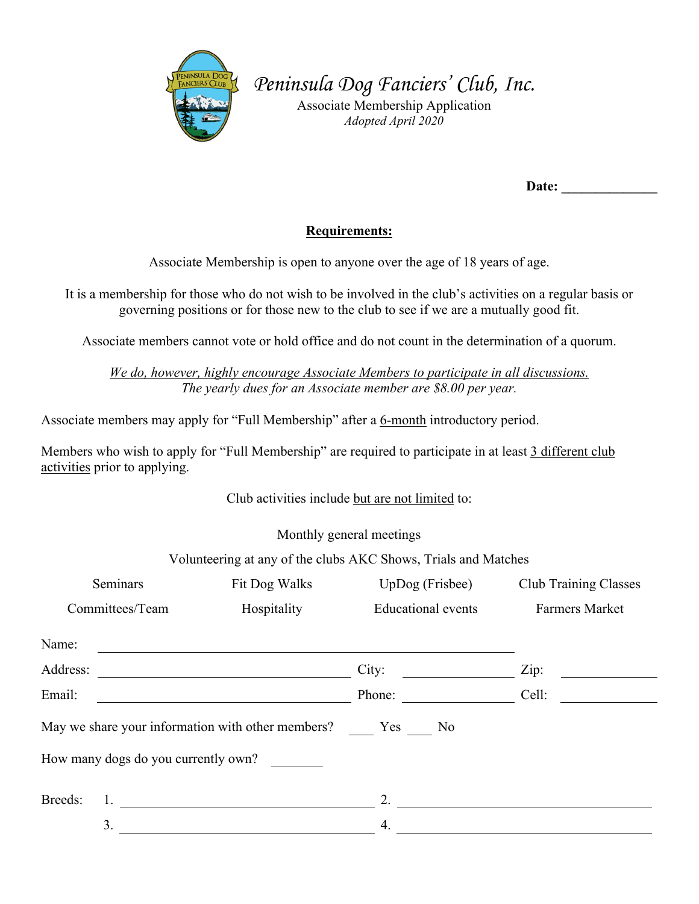# *Peninsula Dog Fanciers' Club, Inc.*

Associate Membership Application

*Adopted April 2020*

**Date: ______________**

## Requirements:

Associate Membership is open to anyone over the age of 18 years of age.

It is a membership for those who do not wish to be involved in the club's activities on a regular basis or governing positions or for those new to the club to see if we are a mutually good fit.

Associate members cannot vote or hold office and do not count in the determination of a quorum.

*We do, however, highly encourage Associate Members to participate in all discussions.*
*The yearly dues for an Associate member are $8.00 per year.*

Associate members may apply for "Full Membership" after a 6-month introductory period.

Members who wish to apply for "Full Membership" are required to participate in at least 3 different club activities prior to applying.

Club activities include but are not limited to:

Monthly general meetings

Volunteering at any of the clubs AKC Shows, Trials and Matches

| Seminars | Fit Dog Walks | UpDog (Frisbee) | Club Training Classes |
|---|---|---|---|
| Committees/Team | Hospitality | Educational events | Farmers Market |

Name: ______________________________________________

Address: ______________________________ City: ______________ Zip: ____________

Email: ______________________________ Phone: ______________ Cell: ____________

May we share your information with other members? ____ Yes ____ No

How many dogs do you currently own? ________

Breeds: 1. ______________________________ 2. ______________________________

3. ______________________________ 4. ______________________________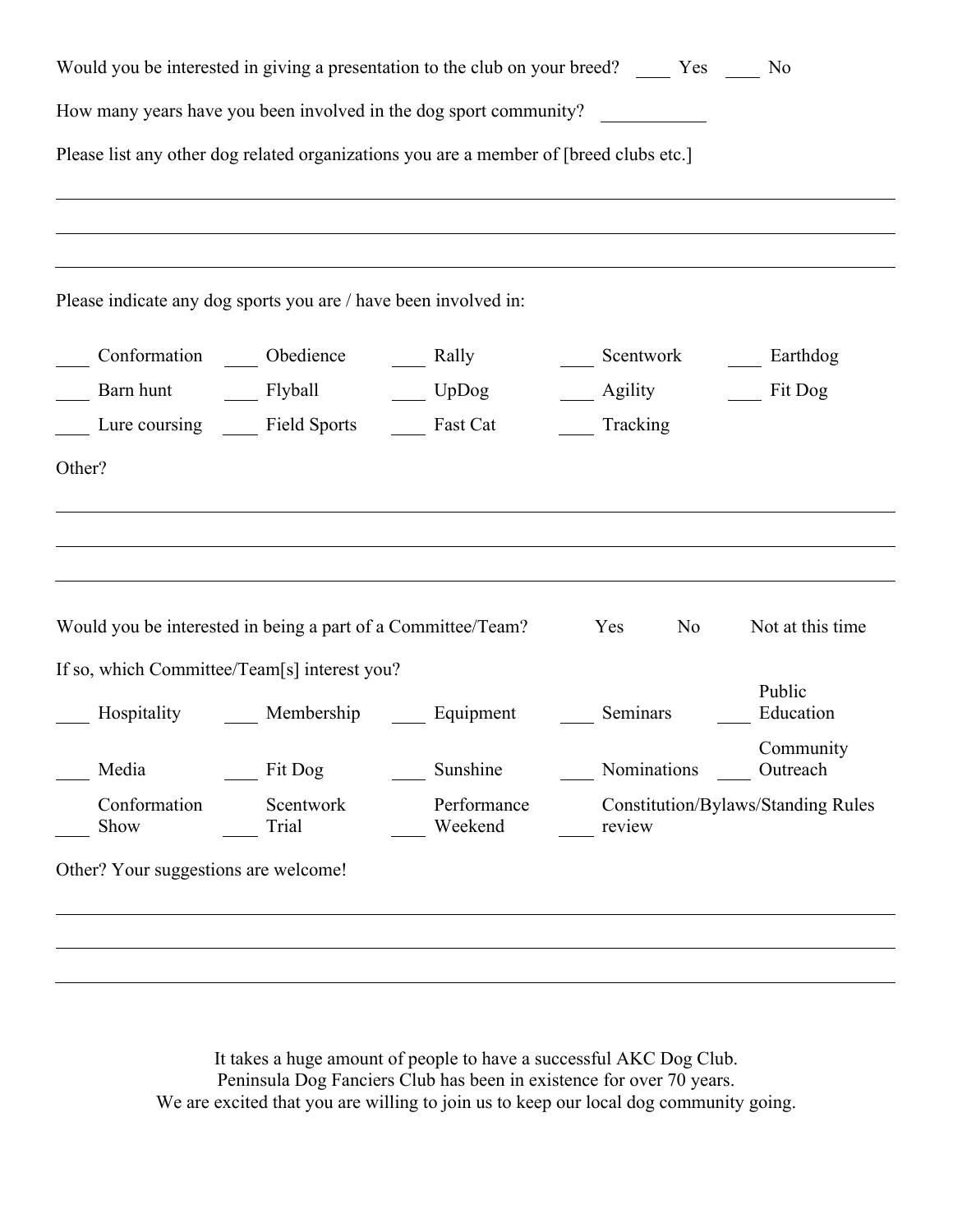Would you be interested in giving a presentation to the club on your breed? ____ Yes ____ No

How many years have you been involved in the dog sport community? ___________

Please list any other dog related organizations you are a member of [breed clubs etc.]

_______________________________________________________________________________

_______________________________________________________________________________

_______________________________________________________________________________

Please indicate any dog sports you are / have been involved in:

| | | | | |
|---|---|---|---|---|
| ____ Conformation | ____ Obedience | ____ Rally | ____ Scentwork | ____ Earthdog |
| ____ Barn hunt | ____ Flyball | ____ UpDog | ____ Agility | ____ Fit Dog |
| ____ Lure coursing | ____ Field Sports | ____ Fast Cat | ____ Tracking | |

Other?

_______________________________________________________________________________

_______________________________________________________________________________

_______________________________________________________________________________

Would you be interested in being a part of a Committee/Team? Yes No Not at this time

If so, which Committee/Team[s] interest you?

| | | | | |
|---|---|---|---|---|
| ____ Hospitality | ____ Membership | ____ Equipment | ____ Seminars | ____ Public Education |
| ____ Media | ____ Fit Dog | ____ Sunshine | ____ Nominations | ____ Community Outreach |
| ____ Conformation Show | ____ Scentwork Trial | ____ Performance Weekend | ____ Constitution/Bylaws/Standing Rules review | |

Other? Your suggestions are welcome!

_______________________________________________________________________________

_______________________________________________________________________________

_______________________________________________________________________________

It takes a huge amount of people to have a successful AKC Dog Club.
Peninsula Dog Fanciers Club has been in existence for over 70 years.
We are excited that you are willing to join us to keep our local dog community going.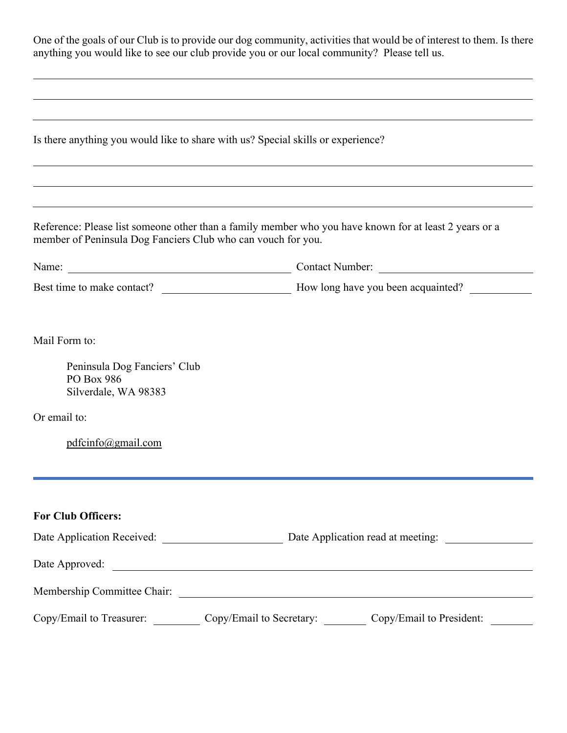One of the goals of our Club is to provide our dog community, activities that would be of interest to them. Is there anything you would like to see our club provide you or our local community? Please tell us.

______________________________________________________________________

______________________________________________________________________

______________________________________________________________________

Is there anything you would like to share with us? Special skills or experience?

______________________________________________________________________

______________________________________________________________________

______________________________________________________________________

Reference: Please list someone other than a family member who you have known for at least 2 years or a member of Peninsula Dog Fanciers Club who can vouch for you.

Name: ______________________________ Contact Number: ____________________

Best time to make contact? __________________ How long have you been acquainted? __________

Mail Form to:

> Peninsula Dog Fanciers' Club
> PO Box 986
> Silverdale, WA 98383

Or email to:

> pdfcinfo@gmail.com

---

**For Club Officers:**

Date Application Received: ________________ Date Application read at meeting: ____________

Date Approved: ______________________________________________

Membership Committee Chair: ______________________________________

Copy/Email to Treasurer: _______ Copy/Email to Secretary: _______ Copy/Email to President: _______